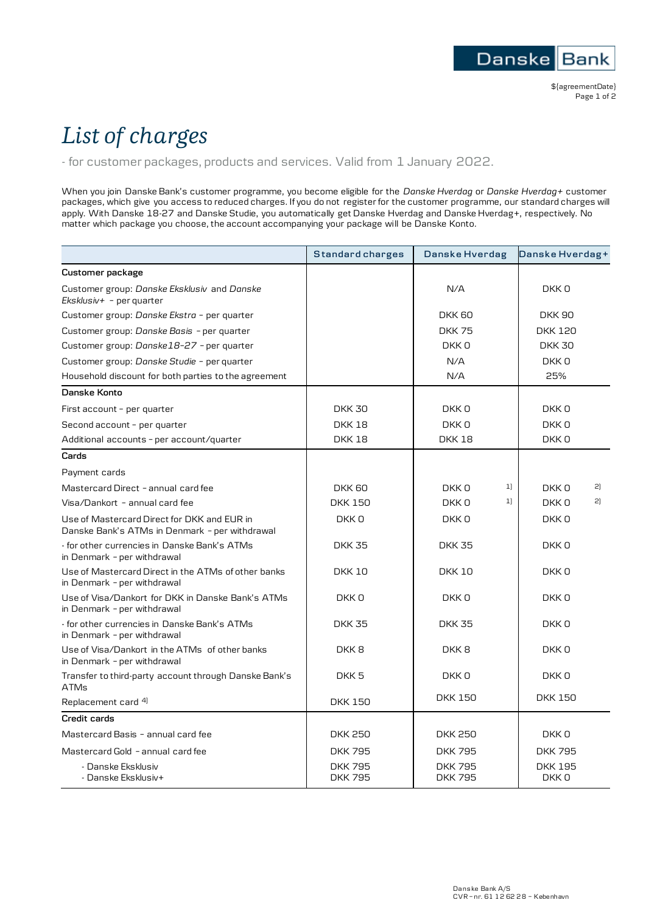# *List of charges*

- for customer packages, products and services. Valid from 1 January 2022.

When you join Danske Bank's customer programme, you become eligible for the *Danske Hverdag* or *Danske Hverdag+* customer packages, which give you access to reduced charges. If you do not register for the customer programme, our standard charges will apply. With Danske 18-27 and Danske Studie, you automatically get Danske Hverdag and Danske Hverdag+, respectively. No matter which package you choose, the account accompanying your package will be Danske Konto.

| | Standard charges | Danske Hverdag | Danske Hverdag+ |
|---|---|---|---|
| **Customer package** | | | |
| Customer group: *Danske Eksklusiv* and *Danske Eksklusiv+* - per quarter | | N/A | DKK 0 |
| Customer group: *Danske Ekstra* - per quarter | | DKK 60 | DKK 90 |
| Customer group: *Danske Basis* - per quarter | | DKK 75 | DKK 120 |
| Customer group: *Danske18-27* - per quarter | | DKK 0 | DKK 30 |
| Customer group: *Danske Studie* - per quarter | | N/A | DKK 0 |
| Household discount for both parties to the agreement | | N/A | 25% |
| **Danske Konto** | | | |
| First account - per quarter | DKK 30 | DKK 0 | DKK 0 |
| Second account - per quarter | DKK 18 | DKK 0 | DKK 0 |
| Additional accounts - per account/quarter | DKK 18 | DKK 18 | DKK 0 |
| **Cards** | | | |
| Payment cards | | | |
| Mastercard Direct - annual card fee | DKK 60 | DKK 0 [1] | DKK 0 [2] |
| Visa/Dankort - annual card fee | DKK 150 | DKK 0 [1] | DKK 0 [2] |
| Use of Mastercard Direct for DKK and EUR in Danske Bank's ATMs in Denmark - per withdrawal | DKK 0 | DKK 0 | DKK 0 |
| - for other currencies in Danske Bank's ATMs in Denmark - per withdrawal | DKK 35 | DKK 35 | DKK 0 |
| Use of Mastercard Direct in the ATMs of other banks in Denmark - per withdrawal | DKK 10 | DKK 10 | DKK 0 |
| Use of Visa/Dankort for DKK in Danske Bank's ATMs in Denmark - per withdrawal | DKK 0 | DKK 0 | DKK 0 |
| - for other currencies in Danske Bank's ATMs in Denmark - per withdrawal | DKK 35 | DKK 35 | DKK 0 |
| Use of Visa/Dankort in the ATMs of other banks in Denmark - per withdrawal | DKK 8 | DKK 8 | DKK 0 |
| Transfer to third-party account through Danske Bank's ATMs | DKK 5 | DKK 0 | DKK 0 |
| Replacement card [4] | DKK 150 | DKK 150 | DKK 150 |
| **Credit cards** | | | |
| Mastercard Basis - annual card fee | DKK 250 | DKK 250 | DKK 0 |
| Mastercard Gold - annual card fee | DKK 795 | DKK 795 | DKK 795 |
| - Danske Eksklusiv | DKK 795 | DKK 795 | DKK 195 |
| - Danske Eksklusiv+ | DKK 795 | DKK 795 | DKK 0 |

Danske Bank A/S
CVR-nr. 61 12 62 28 – København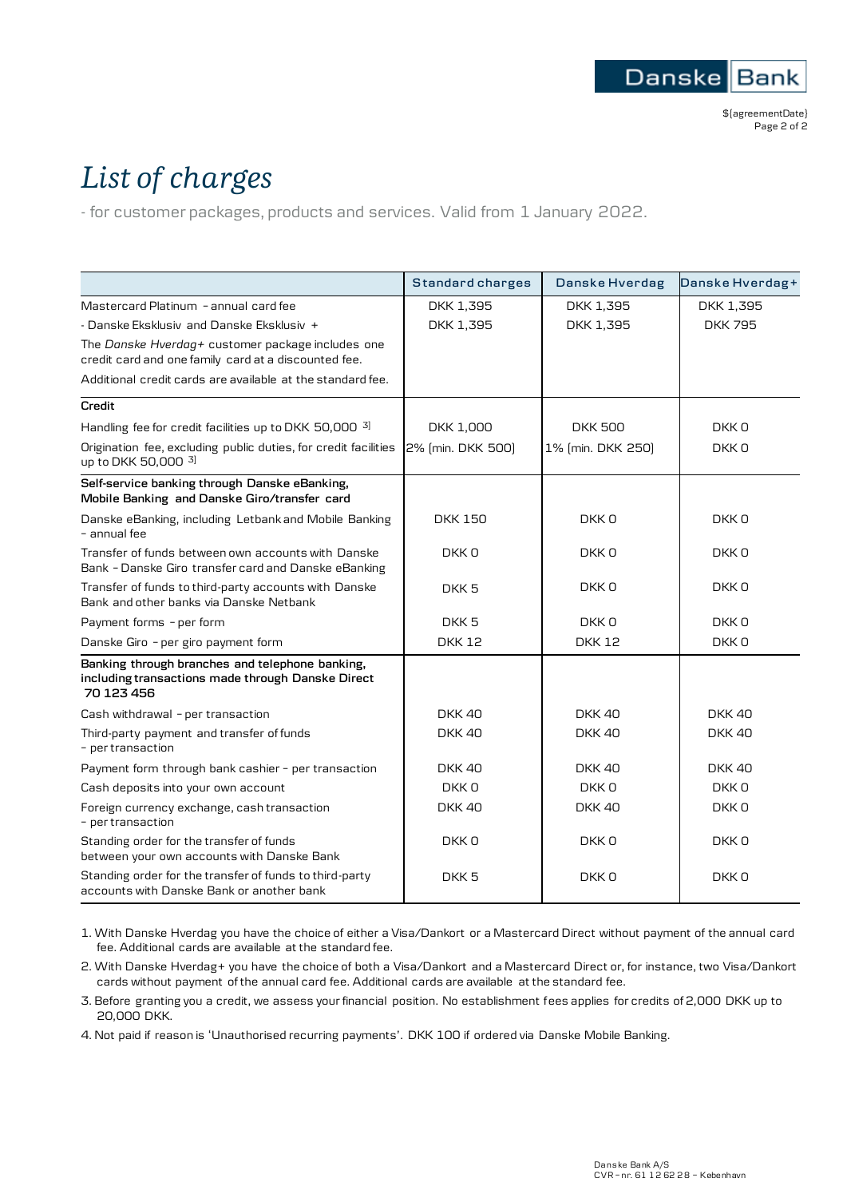# *List of charges*

- for customer packages, products and services. Valid from 1 January 2022.

| | Standard charges | Danske Hverdag | Danske Hverdag+ |
|---|---|---|---|
| Mastercard Platinum - annual card fee | DKK 1,395 | DKK 1,395 | DKK 1,395 |
| - Danske Eksklusiv and Danske Eksklusiv + | DKK 1,395 | DKK 1,395 | DKK 795 |
| The *Danske Hverdag+* customer package includes one credit card and one family card at a discounted fee. | | | |
| Additional credit cards are available at the standard fee. | | | |
| **Credit** | | | |
| Handling fee for credit facilities up to DKK 50,000 [3] | DKK 1,000 | DKK 500 | DKK 0 |
| Origination fee, excluding public duties, for credit facilities up to DKK 50,000 [3] | 2% (min. DKK 500) | 1% (min. DKK 250) | DKK 0 |
| **Self-service banking through Danske eBanking, Mobile Banking and Danske Giro/transfer card** | | | |
| Danske eBanking, including Letbank and Mobile Banking - annual fee | DKK 150 | DKK 0 | DKK 0 |
| Transfer of funds between own accounts with Danske Bank - Danske Giro transfer card and Danske eBanking | DKK 0 | DKK 0 | DKK 0 |
| Transfer of funds to third-party accounts with Danske Bank and other banks via Danske Netbank | DKK 5 | DKK 0 | DKK 0 |
| Payment forms - per form | DKK 5 | DKK 0 | DKK 0 |
| Danske Giro - per giro payment form | DKK 12 | DKK 12 | DKK 0 |
| **Banking through branches and telephone banking, including transactions made through Danske Direct 70 123 456** | | | |
| Cash withdrawal - per transaction | DKK 40 | DKK 40 | DKK 40 |
| Third-party payment and transfer of funds - per transaction | DKK 40 | DKK 40 | DKK 40 |
| Payment form through bank cashier - per transaction | DKK 40 | DKK 40 | DKK 40 |
| Cash deposits into your own account | DKK 0 | DKK 0 | DKK 0 |
| Foreign currency exchange, cash transaction - per transaction | DKK 40 | DKK 40 | DKK 0 |
| Standing order for the transfer of funds between your own accounts with Danske Bank | DKK 0 | DKK 0 | DKK 0 |
| Standing order for the transfer of funds to third-party accounts with Danske Bank or another bank | DKK 5 | DKK 0 | DKK 0 |

1. With Danske Hverdag you have the choice of either a Visa/Dankort or a Mastercard Direct without payment of the annual card fee. Additional cards are available at the standard fee.
2. With Danske Hverdag+ you have the choice of both a Visa/Dankort and a Mastercard Direct or, for instance, two Visa/Dankort cards without payment of the annual card fee. Additional cards are available at the standard fee.
3. Before granting you a credit, we assess your financial position. No establishment fees applies for credits of 2,000 DKK up to 20,000 DKK.
4. Not paid if reason is 'Unauthorised recurring payments'. DKK 100 if ordered via Danske Mobile Banking.

Danske Bank A/S
CVR-nr. 61 12 62 28 – København